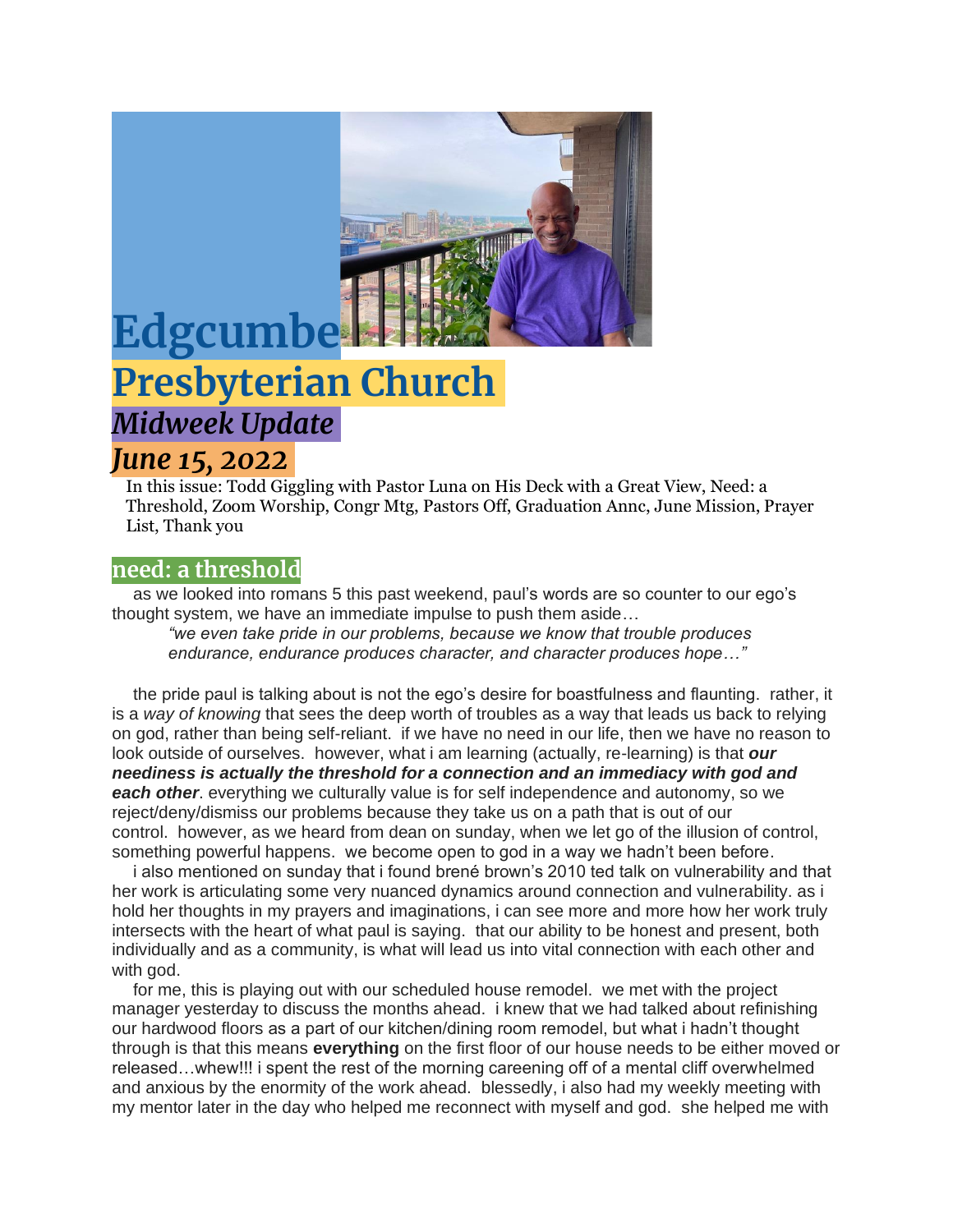# Edgcumbe Presbyterian Church

## *Midweek Update*

## *June 15, 2022*

In this issue: Todd Giggling with Pastor Luna on His Deck with a Great View, Need: a Threshold, Zoom Worship, Congr Mtg, Pastors Off, Graduation Annc, June Mission, Prayer List, Thank you

## need: a threshold

as we looked into romans 5 this past weekend, paul's words are so counter to our ego's thought system, we have an immediate impulse to push them aside…

> *"we even take pride in our problems, because we know that trouble produces endurance, endurance produces character, and character produces hope…"*

the pride paul is talking about is not the ego's desire for boastfulness and flaunting. rather, it is a *way of knowing* that sees the deep worth of troubles as a way that leads us back to relying on god, rather than being self-reliant. if we have no need in our life, then we have no reason to look outside of ourselves. however, what i am learning (actually, re-learning) is that ***our neediness is actually the threshold for a connection and an immediacy with god and each other***. everything we culturally value is for self independence and autonomy, so we reject/deny/dismiss our problems because they take us on a path that is out of our control. however, as we heard from dean on sunday, when we let go of the illusion of control, something powerful happens. we become open to god in a way we hadn't been before.

i also mentioned on sunday that i found brené brown's 2010 ted talk on vulnerability and that her work is articulating some very nuanced dynamics around connection and vulnerability. as i hold her thoughts in my prayers and imaginations, i can see more and more how her work truly intersects with the heart of what paul is saying. that our ability to be honest and present, both individually and as a community, is what will lead us into vital connection with each other and with god.

for me, this is playing out with our scheduled house remodel. we met with the project manager yesterday to discuss the months ahead. i knew that we had talked about refinishing our hardwood floors as a part of our kitchen/dining room remodel, but what i hadn't thought through is that this means **everything** on the first floor of our house needs to be either moved or released…whew!!! i spent the rest of the morning careening off of a mental cliff overwhelmed and anxious by the enormity of the work ahead. blessedly, i also had my weekly meeting with my mentor later in the day who helped me reconnect with myself and god. she helped me with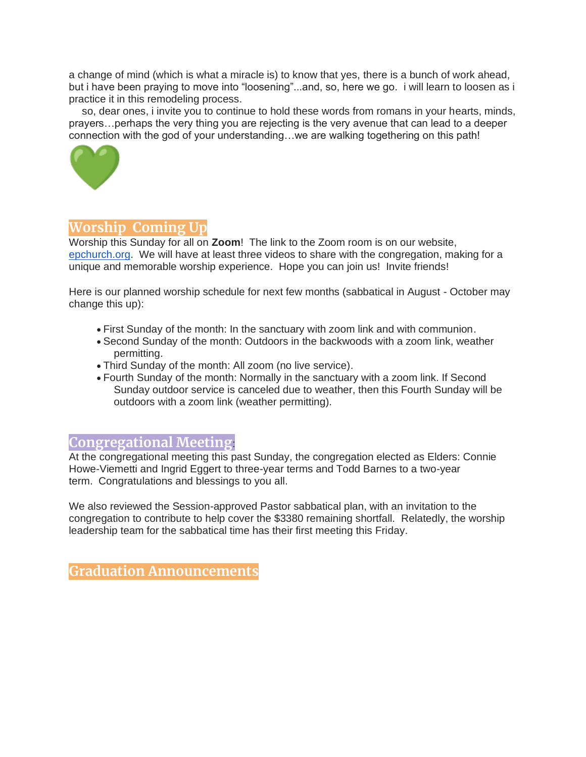a change of mind (which is what a miracle is) to know that yes, there is a bunch of work ahead, but i have been praying to move into "loosening"...and, so, here we go. i will learn to loosen as i practice it in this remodeling process.

so, dear ones, i invite you to continue to hold these words from romans in your hearts, minds, prayers…perhaps the very thing you are rejecting is the very avenue that can lead to a deeper connection with the god of your understanding…we are walking togethering on this path!

💚

## Worship Coming Up

Worship this Sunday for all on **Zoom**! The link to the Zoom room is on our website, [epchurch.org](epchurch.org). We will have at least three videos to share with the congregation, making for a unique and memorable worship experience. Hope you can join us! Invite friends!

Here is our planned worship schedule for next few months (sabbatical in August - October may change this up):

- First Sunday of the month: In the sanctuary with zoom link and with communion.
- Second Sunday of the month: Outdoors in the backwoods with a zoom link, weather permitting.
- Third Sunday of the month: All zoom (no live service).
- Fourth Sunday of the month: Normally in the sanctuary with a zoom link. If Second Sunday outdoor service is canceled due to weather, then this Fourth Sunday will be outdoors with a zoom link (weather permitting).

## Congregational Meeting:

At the congregational meeting this past Sunday, the congregation elected as Elders: Connie Howe-Viemetti and Ingrid Eggert to three-year terms and Todd Barnes to a two-year term. Congratulations and blessings to you all.

We also reviewed the Session-approved Pastor sabbatical plan, with an invitation to the congregation to contribute to help cover the $3380 remaining shortfall. Relatedly, the worship leadership team for the sabbatical time has their first meeting this Friday.

## Graduation Announcements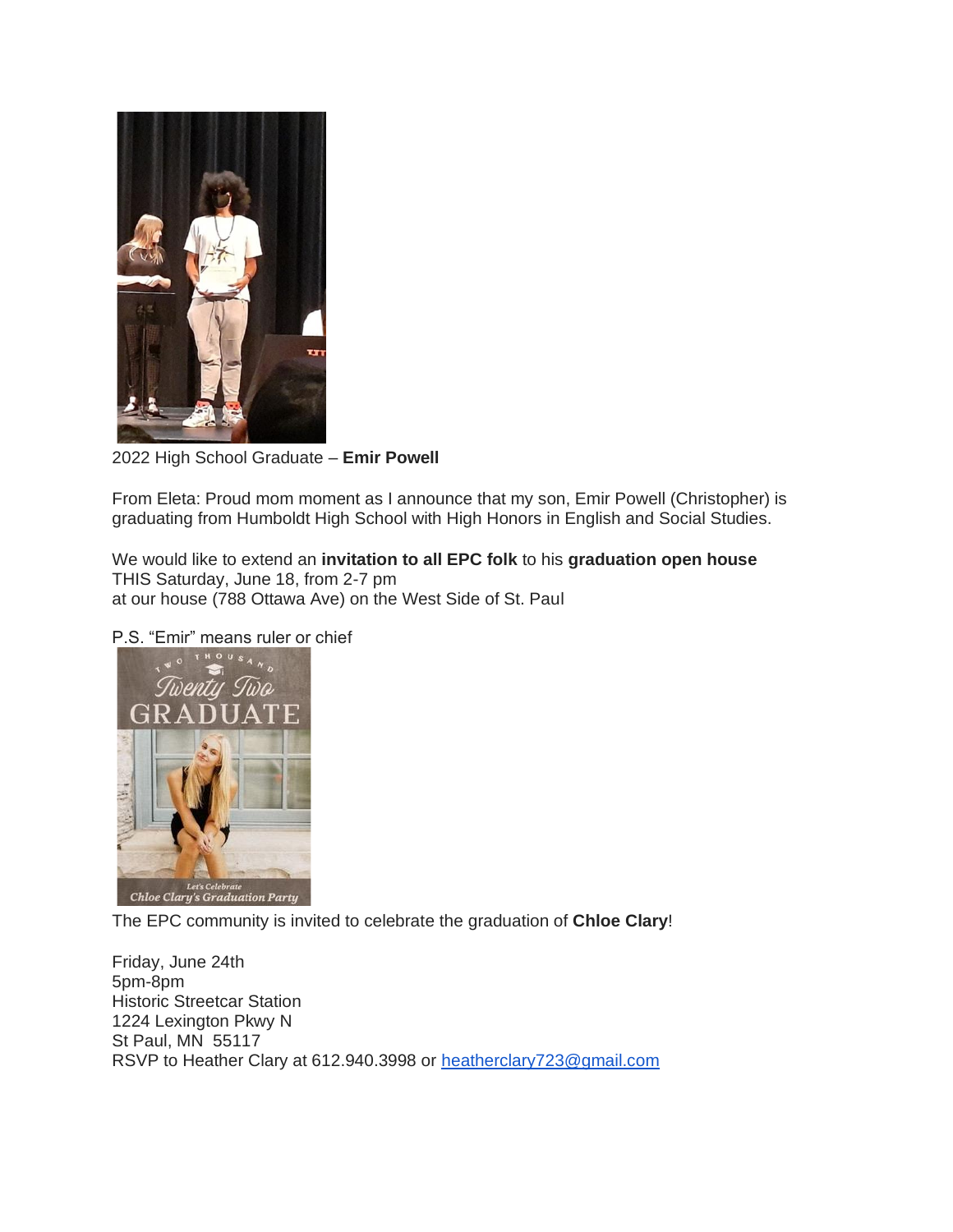2022 High School Graduate – **Emir Powell**

From Eleta: Proud mom moment as I announce that my son, Emir Powell (Christopher) is graduating from Humboldt High School with High Honors in English and Social Studies.

We would like to extend an **invitation to all EPC folk** to his **graduation open house** THIS Saturday, June 18, from 2-7 pm
at our house (788 Ottawa Ave) on the West Side of St. Paul

P.S. "Emir" means ruler or chief

The EPC community is invited to celebrate the graduation of **Chloe Clary**!

Friday, June 24th
5pm-8pm
Historic Streetcar Station
1224 Lexington Pkwy N
St Paul, MN 55117
RSVP to Heather Clary at 612.940.3998 or heatherclary723@gmail.com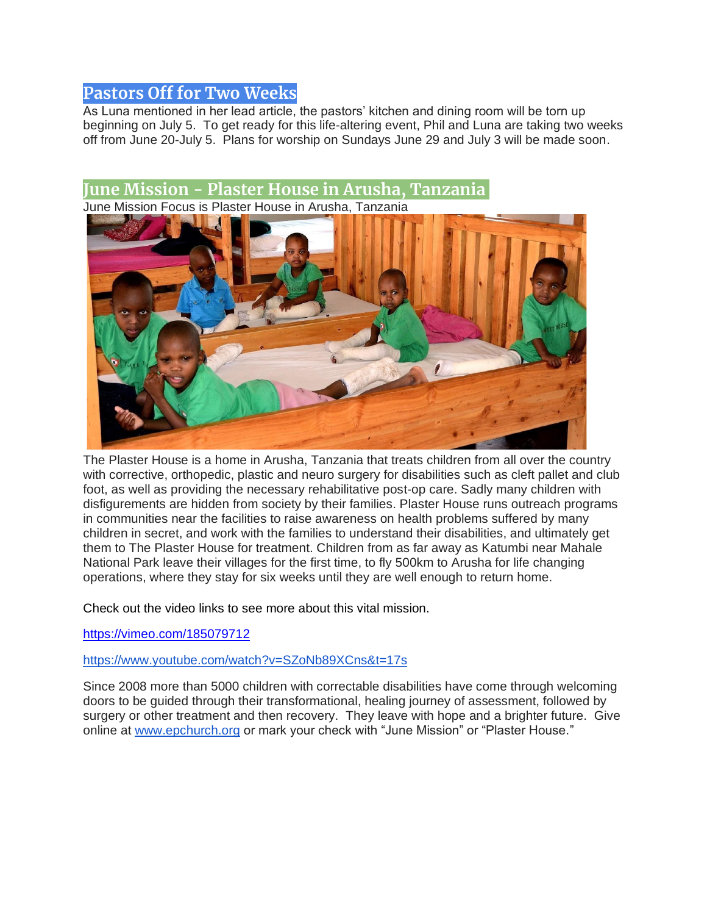## Pastors Off for Two Weeks

As Luna mentioned in her lead article, the pastors' kitchen and dining room will be torn up beginning on July 5. To get ready for this life-altering event, Phil and Luna are taking two weeks off from June 20-July 5. Plans for worship on Sundays June 29 and July 3 will be made soon.

## June Mission - Plaster House in Arusha, Tanzania

June Mission Focus is Plaster House in Arusha, Tanzania

The Plaster House is a home in Arusha, Tanzania that treats children from all over the country with corrective, orthopedic, plastic and neuro surgery for disabilities such as cleft pallet and club foot, as well as providing the necessary rehabilitative post-op care. Sadly many children with disfigurements are hidden from society by their families. Plaster House runs outreach programs in communities near the facilities to raise awareness on health problems suffered by many children in secret, and work with the families to understand their disabilities, and ultimately get them to The Plaster House for treatment. Children from as far away as Katumbi near Mahale National Park leave their villages for the first time, to fly 500km to Arusha for life changing operations, where they stay for six weeks until they are well enough to return home.

Check out the video links to see more about this vital mission.

[https://vimeo.com/185079712](https://vimeo.com/185079712)

[https://www.youtube.com/watch?v=SZoNb89XCns&t=17s](https://www.youtube.com/watch?v=SZoNb89XCns&t=17s)

Since 2008 more than 5000 children with correctable disabilities have come through welcoming doors to be guided through their transformational, healing journey of assessment, followed by surgery or other treatment and then recovery. They leave with hope and a brighter future. Give online at [www.epchurch.org](http://www.epchurch.org) or mark your check with "June Mission" or "Plaster House."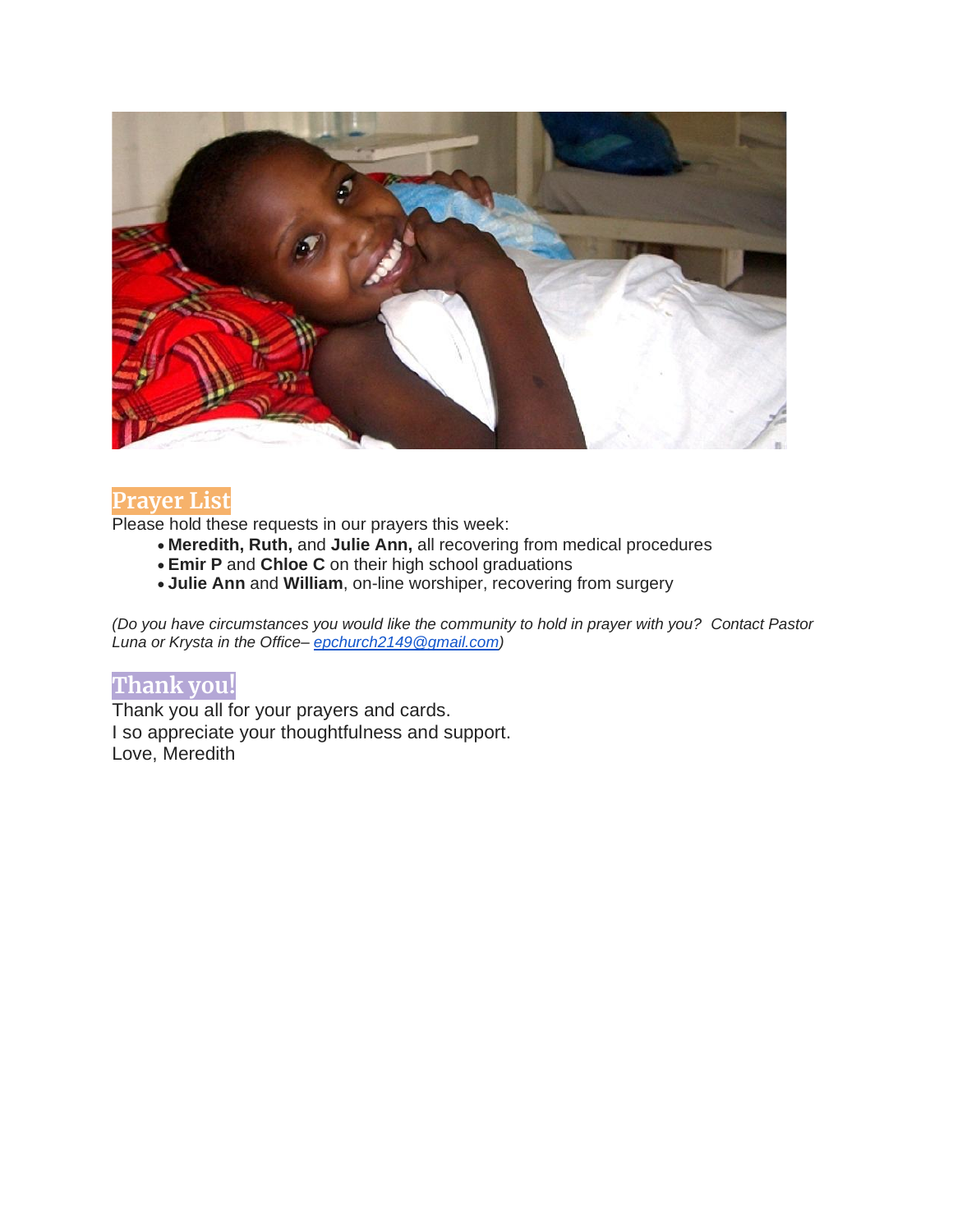## Prayer List

Please hold these requests in our prayers this week:

- **Meredith, Ruth,** and **Julie Ann,** all recovering from medical procedures
- **Emir P** and **Chloe C** on their high school graduations
- **Julie Ann** and **William**, on-line worshiper, recovering from surgery

*(Do you have circumstances you would like the community to hold in prayer with you? Contact Pastor Luna or Krysta in the Office– epchurch2149@gmail.com)*

## Thank you!

Thank you all for your prayers and cards.
I so appreciate your thoughtfulness and support.
Love, Meredith